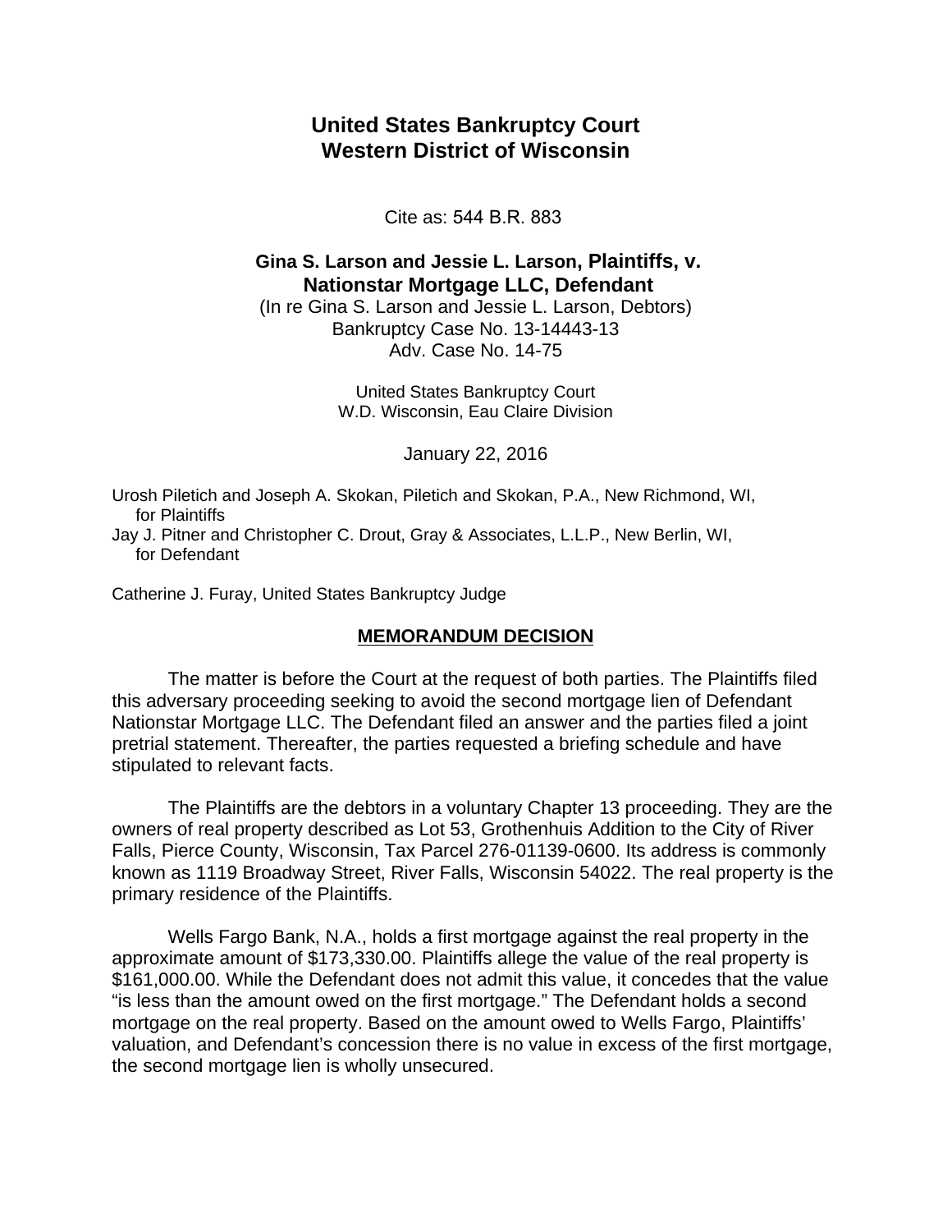# United States Bankruptcy Court
# Western District of Wisconsin

Cite as: 544 B.R. 883

**Gina S. Larson and Jessie L. Larson, Plaintiffs, v.**
**Nationstar Mortgage LLC, Defendant**
(In re Gina S. Larson and Jessie L. Larson, Debtors)
Bankruptcy Case No. 13-14443-13
Adv. Case No. 14-75

United States Bankruptcy Court
W.D. Wisconsin, Eau Claire Division

January 22, 2016

Urosh Piletich and Joseph A. Skokan, Piletich and Skokan, P.A., New Richmond, WI, for Plaintiffs
Jay J. Pitner and Christopher C. Drout, Gray & Associates, L.L.P., New Berlin, WI, for Defendant

Catherine J. Furay, United States Bankruptcy Judge

## MEMORANDUM DECISION

The matter is before the Court at the request of both parties. The Plaintiffs filed this adversary proceeding seeking to avoid the second mortgage lien of Defendant Nationstar Mortgage LLC. The Defendant filed an answer and the parties filed a joint pretrial statement. Thereafter, the parties requested a briefing schedule and have stipulated to relevant facts.

The Plaintiffs are the debtors in a voluntary Chapter 13 proceeding. They are the owners of real property described as Lot 53, Grothenhuis Addition to the City of River Falls, Pierce County, Wisconsin, Tax Parcel 276-01139-0600. Its address is commonly known as 1119 Broadway Street, River Falls, Wisconsin 54022. The real property is the primary residence of the Plaintiffs.

Wells Fargo Bank, N.A., holds a first mortgage against the real property in the approximate amount of $173,330.00. Plaintiffs allege the value of the real property is $161,000.00. While the Defendant does not admit this value, it concedes that the value "is less than the amount owed on the first mortgage." The Defendant holds a second mortgage on the real property. Based on the amount owed to Wells Fargo, Plaintiffs' valuation, and Defendant's concession there is no value in excess of the first mortgage, the second mortgage lien is wholly unsecured.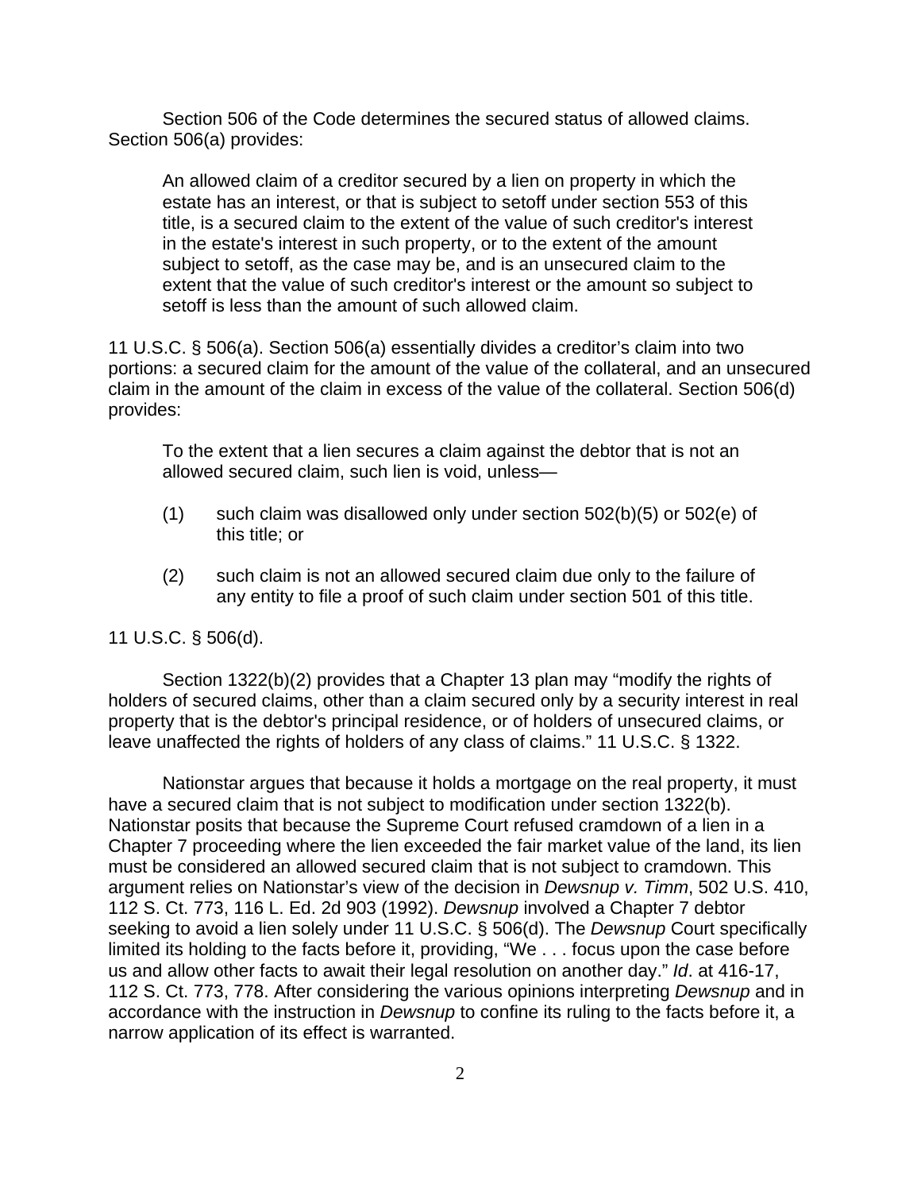Section 506 of the Code determines the secured status of allowed claims. Section 506(a) provides:

> An allowed claim of a creditor secured by a lien on property in which the estate has an interest, or that is subject to setoff under section 553 of this title, is a secured claim to the extent of the value of such creditor's interest in the estate's interest in such property, or to the extent of the amount subject to setoff, as the case may be, and is an unsecured claim to the extent that the value of such creditor's interest or the amount so subject to setoff is less than the amount of such allowed claim.

11 U.S.C. § 506(a). Section 506(a) essentially divides a creditor's claim into two portions: a secured claim for the amount of the value of the collateral, and an unsecured claim in the amount of the claim in excess of the value of the collateral. Section 506(d) provides:

> To the extent that a lien secures a claim against the debtor that is not an allowed secured claim, such lien is void, unless—
>
> (1) such claim was disallowed only under section 502(b)(5) or 502(e) of this title; or
>
> (2) such claim is not an allowed secured claim due only to the failure of any entity to file a proof of such claim under section 501 of this title.

11 U.S.C. § 506(d).

Section 1322(b)(2) provides that a Chapter 13 plan may "modify the rights of holders of secured claims, other than a claim secured only by a security interest in real property that is the debtor's principal residence, or of holders of unsecured claims, or leave unaffected the rights of holders of any class of claims." 11 U.S.C. § 1322.

Nationstar argues that because it holds a mortgage on the real property, it must have a secured claim that is not subject to modification under section 1322(b). Nationstar posits that because the Supreme Court refused cramdown of a lien in a Chapter 7 proceeding where the lien exceeded the fair market value of the land, its lien must be considered an allowed secured claim that is not subject to cramdown. This argument relies on Nationstar's view of the decision in *Dewsnup v. Timm*, 502 U.S. 410, 112 S. Ct. 773, 116 L. Ed. 2d 903 (1992). *Dewsnup* involved a Chapter 7 debtor seeking to avoid a lien solely under 11 U.S.C. § 506(d). The *Dewsnup* Court specifically limited its holding to the facts before it, providing, "We . . . focus upon the case before us and allow other facts to await their legal resolution on another day." *Id*. at 416-17, 112 S. Ct. 773, 778. After considering the various opinions interpreting *Dewsnup* and in accordance with the instruction in *Dewsnup* to confine its ruling to the facts before it, a narrow application of its effect is warranted.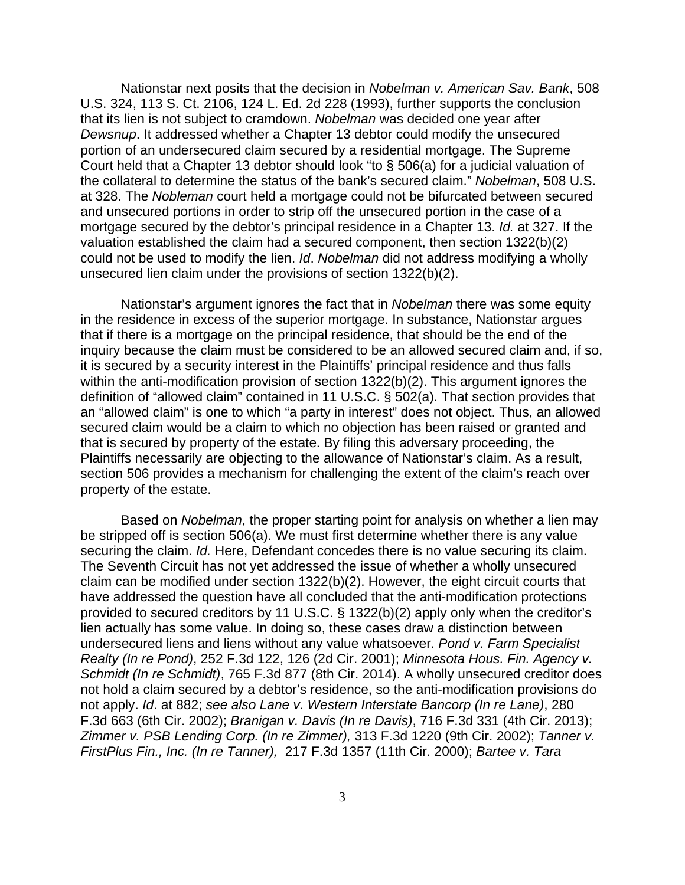Nationstar next posits that the decision in *Nobelman v. American Sav. Bank*, 508 U.S. 324, 113 S. Ct. 2106, 124 L. Ed. 2d 228 (1993), further supports the conclusion that its lien is not subject to cramdown. *Nobelman* was decided one year after *Dewsnup*. It addressed whether a Chapter 13 debtor could modify the unsecured portion of an undersecured claim secured by a residential mortgage. The Supreme Court held that a Chapter 13 debtor should look "to § 506(a) for a judicial valuation of the collateral to determine the status of the bank's secured claim." *Nobelman*, 508 U.S. at 328. The *Nobleman* court held a mortgage could not be bifurcated between secured and unsecured portions in order to strip off the unsecured portion in the case of a mortgage secured by the debtor's principal residence in a Chapter 13. *Id.* at 327. If the valuation established the claim had a secured component, then section 1322(b)(2) could not be used to modify the lien. *Id*. *Nobelman* did not address modifying a wholly unsecured lien claim under the provisions of section 1322(b)(2).

Nationstar's argument ignores the fact that in *Nobelman* there was some equity in the residence in excess of the superior mortgage. In substance, Nationstar argues that if there is a mortgage on the principal residence, that should be the end of the inquiry because the claim must be considered to be an allowed secured claim and, if so, it is secured by a security interest in the Plaintiffs' principal residence and thus falls within the anti-modification provision of section 1322(b)(2). This argument ignores the definition of "allowed claim" contained in 11 U.S.C. § 502(a). That section provides that an "allowed claim" is one to which "a party in interest" does not object. Thus, an allowed secured claim would be a claim to which no objection has been raised or granted and that is secured by property of the estate. By filing this adversary proceeding, the Plaintiffs necessarily are objecting to the allowance of Nationstar's claim. As a result, section 506 provides a mechanism for challenging the extent of the claim's reach over property of the estate.

Based on *Nobelman*, the proper starting point for analysis on whether a lien may be stripped off is section 506(a). We must first determine whether there is any value securing the claim. *Id.* Here, Defendant concedes there is no value securing its claim. The Seventh Circuit has not yet addressed the issue of whether a wholly unsecured claim can be modified under section 1322(b)(2). However, the eight circuit courts that have addressed the question have all concluded that the anti-modification protections provided to secured creditors by 11 U.S.C. § 1322(b)(2) apply only when the creditor's lien actually has some value. In doing so, these cases draw a distinction between undersecured liens and liens without any value whatsoever. *Pond v. Farm Specialist Realty (In re Pond)*, 252 F.3d 122, 126 (2d Cir. 2001); *Minnesota Hous. Fin. Agency v. Schmidt (In re Schmidt)*, 765 F.3d 877 (8th Cir. 2014). A wholly unsecured creditor does not hold a claim secured by a debtor's residence, so the anti-modification provisions do not apply. *Id*. at 882; *see also Lane v. Western Interstate Bancorp (In re Lane)*, 280 F.3d 663 (6th Cir. 2002); *Branigan v. Davis (In re Davis)*, 716 F.3d 331 (4th Cir. 2013); *Zimmer v. PSB Lending Corp. (In re Zimmer),* 313 F.3d 1220 (9th Cir. 2002); *Tanner v. FirstPlus Fin., Inc. (In re Tanner),* 217 F.3d 1357 (11th Cir. 2000); *Bartee v. Tara*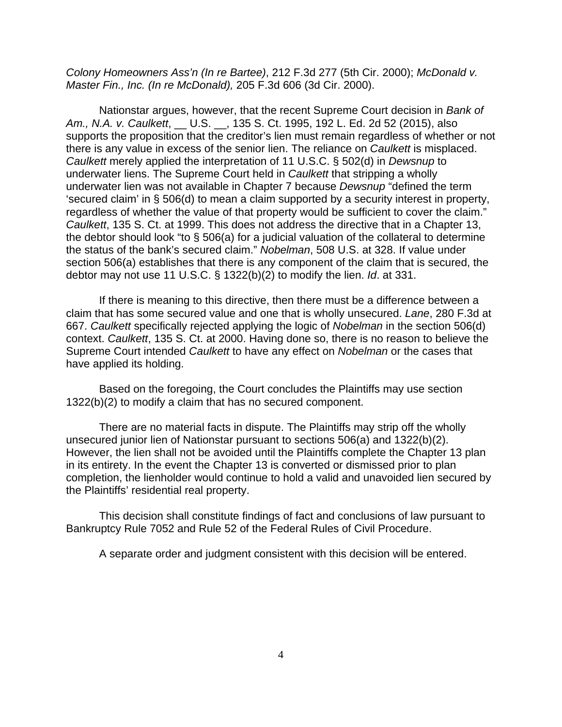*Colony Homeowners Ass'n (In re Bartee)*, 212 F.3d 277 (5th Cir. 2000); *McDonald v. Master Fin., Inc. (In re McDonald),* 205 F.3d 606 (3d Cir. 2000).

Nationstar argues, however, that the recent Supreme Court decision in *Bank of Am., N.A. v. Caulkett*, __ U.S. __, 135 S. Ct. 1995, 192 L. Ed. 2d 52 (2015), also supports the proposition that the creditor's lien must remain regardless of whether or not there is any value in excess of the senior lien. The reliance on *Caulkett* is misplaced. *Caulkett* merely applied the interpretation of 11 U.S.C. § 502(d) in *Dewsnup* to underwater liens. The Supreme Court held in *Caulkett* that stripping a wholly underwater lien was not available in Chapter 7 because *Dewsnup* "defined the term 'secured claim' in § 506(d) to mean a claim supported by a security interest in property, regardless of whether the value of that property would be sufficient to cover the claim." *Caulkett*, 135 S. Ct. at 1999. This does not address the directive that in a Chapter 13, the debtor should look "to § 506(a) for a judicial valuation of the collateral to determine the status of the bank's secured claim." *Nobelman*, 508 U.S. at 328. If value under section 506(a) establishes that there is any component of the claim that is secured, the debtor may not use 11 U.S.C. § 1322(b)(2) to modify the lien. *Id*. at 331.

If there is meaning to this directive, then there must be a difference between a claim that has some secured value and one that is wholly unsecured. *Lane*, 280 F.3d at 667. *Caulkett* specifically rejected applying the logic of *Nobelman* in the section 506(d) context. *Caulkett*, 135 S. Ct. at 2000. Having done so, there is no reason to believe the Supreme Court intended *Caulkett* to have any effect on *Nobelman* or the cases that have applied its holding.

Based on the foregoing, the Court concludes the Plaintiffs may use section 1322(b)(2) to modify a claim that has no secured component.

There are no material facts in dispute. The Plaintiffs may strip off the wholly unsecured junior lien of Nationstar pursuant to sections 506(a) and 1322(b)(2). However, the lien shall not be avoided until the Plaintiffs complete the Chapter 13 plan in its entirety. In the event the Chapter 13 is converted or dismissed prior to plan completion, the lienholder would continue to hold a valid and unavoided lien secured by the Plaintiffs' residential real property.

This decision shall constitute findings of fact and conclusions of law pursuant to Bankruptcy Rule 7052 and Rule 52 of the Federal Rules of Civil Procedure.

A separate order and judgment consistent with this decision will be entered.